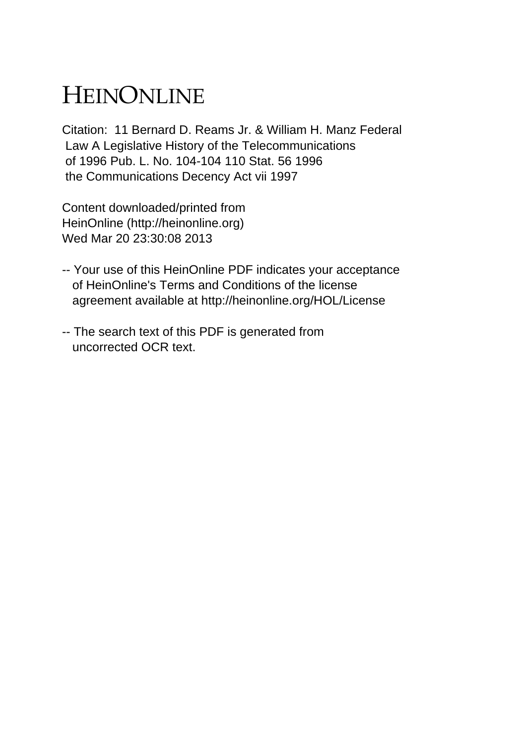# HEINONLINE

Citation: 11 Bernard D. Reams Jr. & William H. Manz Federal Law A Legislative History of the Telecommunications of 1996 Pub. L. No. 104-104 110 Stat. 56 1996 the Communications Decency Act vii 1997

Content downloaded/printed from HeinOnline (http://heinonline.org) Wed Mar 20 23:30:08 2013

-- Your use of this HeinOnline PDF indicates your acceptance of HeinOnline's Terms and Conditions of the license agreement available at http://heinonline.org/HOL/License

-- The search text of this PDF is generated from uncorrected OCR text.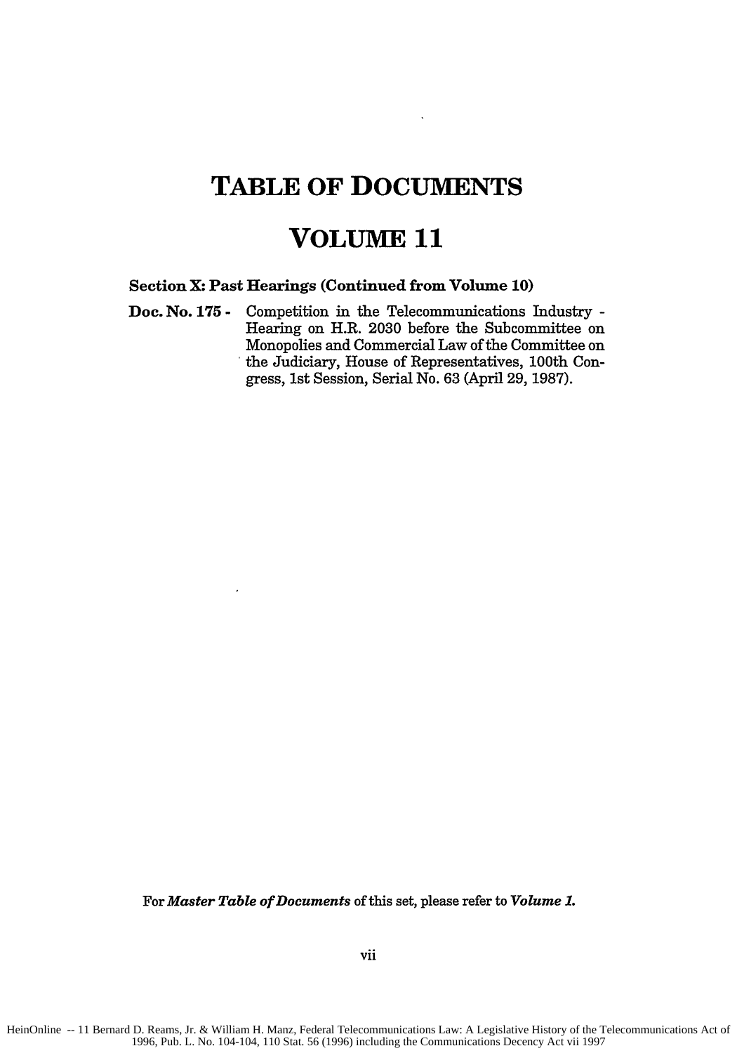# TABLE OF DOCUMENTS

# VOLUME 11

**Section X: Past Hearings (Continued from Volume 10)**

**Doc. No. 175 -** Competition in the Telecommunications Industry - Hearing on H.R. 2030 before the Subcommittee on Monopolies and Commercial Law of the Committee on the Judiciary, House of Representatives, 100th Congress, 1st Session, Serial No. 63 (April 29, 1987).

For ***Master Table of Documents*** of this set, please refer to ***Volume 1.***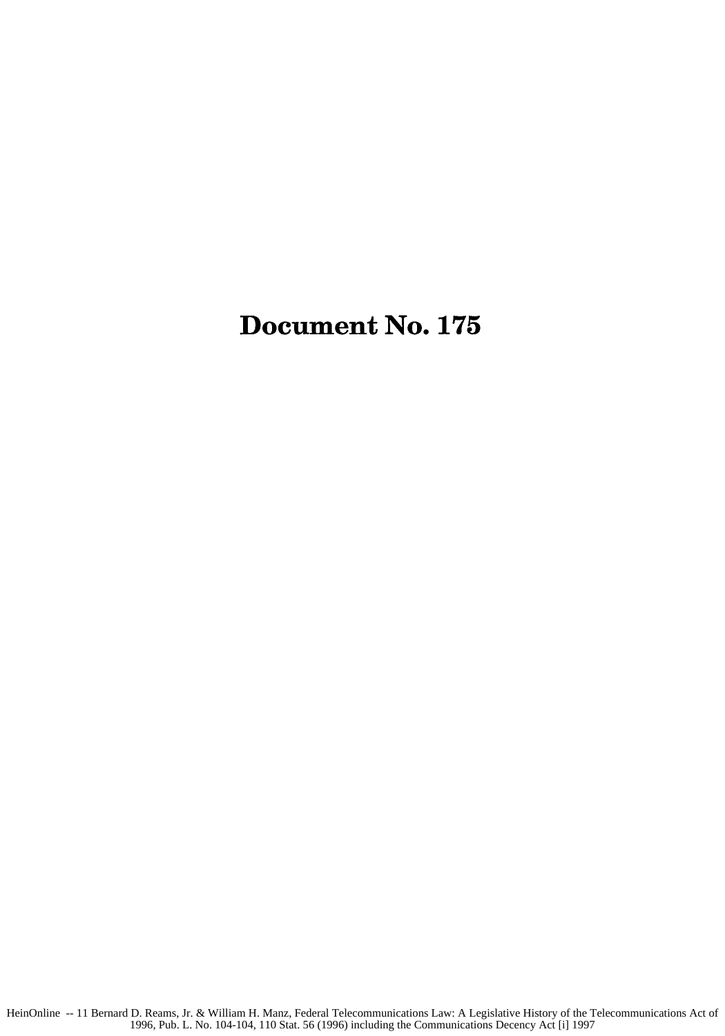# Document No. 175